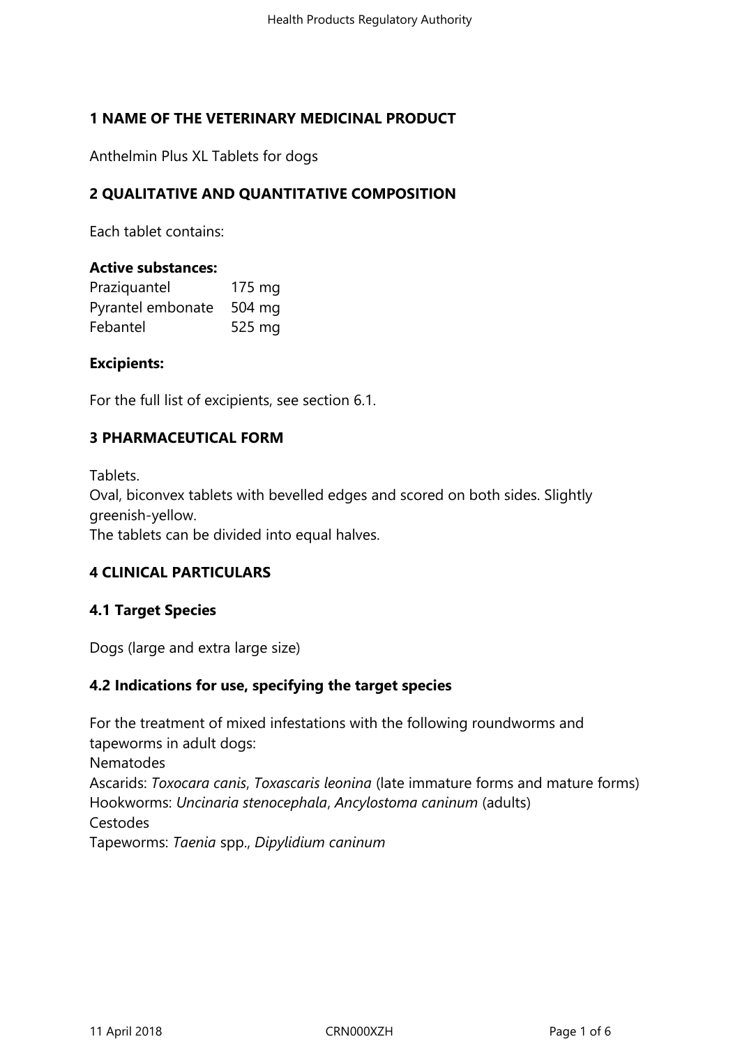## 1 NAME OF THE VETERINARY MEDICINAL PRODUCT

Anthelmin Plus XL Tablets for dogs

## 2 QUALITATIVE AND QUANTITATIVE COMPOSITION

Each tablet contains:

**Active substances:**

| | |
|---|---|
| Praziquantel | 175 mg |
| Pyrantel embonate | 504 mg |
| Febantel | 525 mg |

**Excipients:**

For the full list of excipients, see section 6.1.

## 3 PHARMACEUTICAL FORM

Tablets.
Oval, biconvex tablets with bevelled edges and scored on both sides. Slightly greenish-yellow.
The tablets can be divided into equal halves.

## 4 CLINICAL PARTICULARS

### 4.1 Target Species

Dogs (large and extra large size)

### 4.2 Indications for use, specifying the target species

For the treatment of mixed infestations with the following roundworms and tapeworms in adult dogs:
Nematodes
Ascarids: *Toxocara canis*, *Toxascaris leonina* (late immature forms and mature forms)
Hookworms: *Uncinaria stenocephala*, *Ancylostoma caninum* (adults)
Cestodes
Tapeworms: *Taenia* spp., *Dipylidium caninum*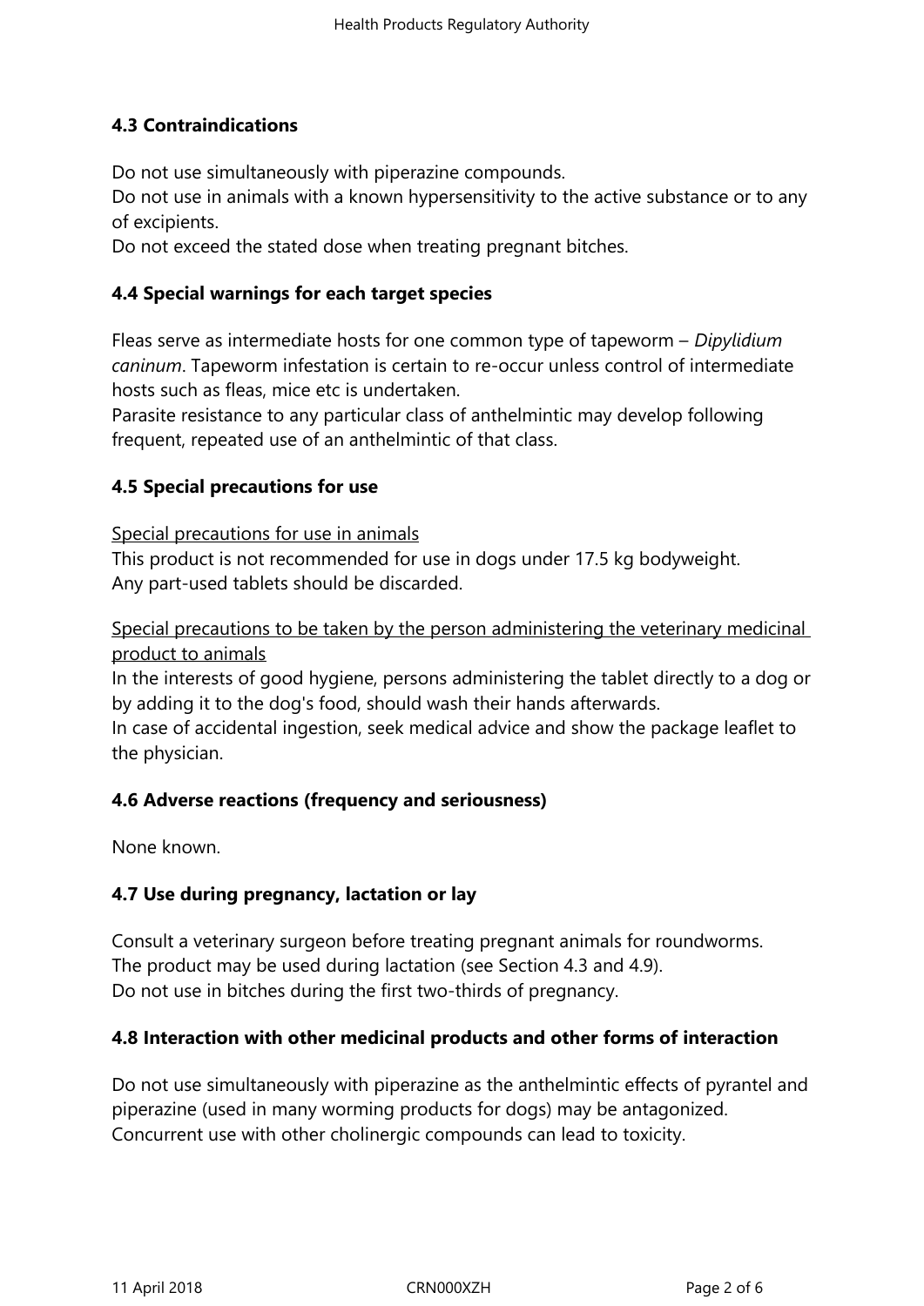### 4.3 Contraindications

Do not use simultaneously with piperazine compounds.
Do not use in animals with a known hypersensitivity to the active substance or to any of excipients.
Do not exceed the stated dose when treating pregnant bitches.

### 4.4 Special warnings for each target species

Fleas serve as intermediate hosts for one common type of tapeworm – *Dipylidium caninum*. Tapeworm infestation is certain to re-occur unless control of intermediate hosts such as fleas, mice etc is undertaken.
Parasite resistance to any particular class of anthelmintic may develop following frequent, repeated use of an anthelmintic of that class.

### 4.5 Special precautions for use

Special precautions for use in animals
This product is not recommended for use in dogs under 17.5 kg bodyweight.
Any part-used tablets should be discarded.

Special precautions to be taken by the person administering the veterinary medicinal product to animals
In the interests of good hygiene, persons administering the tablet directly to a dog or by adding it to the dog's food, should wash their hands afterwards.
In case of accidental ingestion, seek medical advice and show the package leaflet to the physician.

### 4.6 Adverse reactions (frequency and seriousness)

None known.

### 4.7 Use during pregnancy, lactation or lay

Consult a veterinary surgeon before treating pregnant animals for roundworms.
The product may be used during lactation (see Section 4.3 and 4.9).
Do not use in bitches during the first two-thirds of pregnancy.

### 4.8 Interaction with other medicinal products and other forms of interaction

Do not use simultaneously with piperazine as the anthelmintic effects of pyrantel and piperazine (used in many worming products for dogs) may be antagonized.
Concurrent use with other cholinergic compounds can lead to toxicity.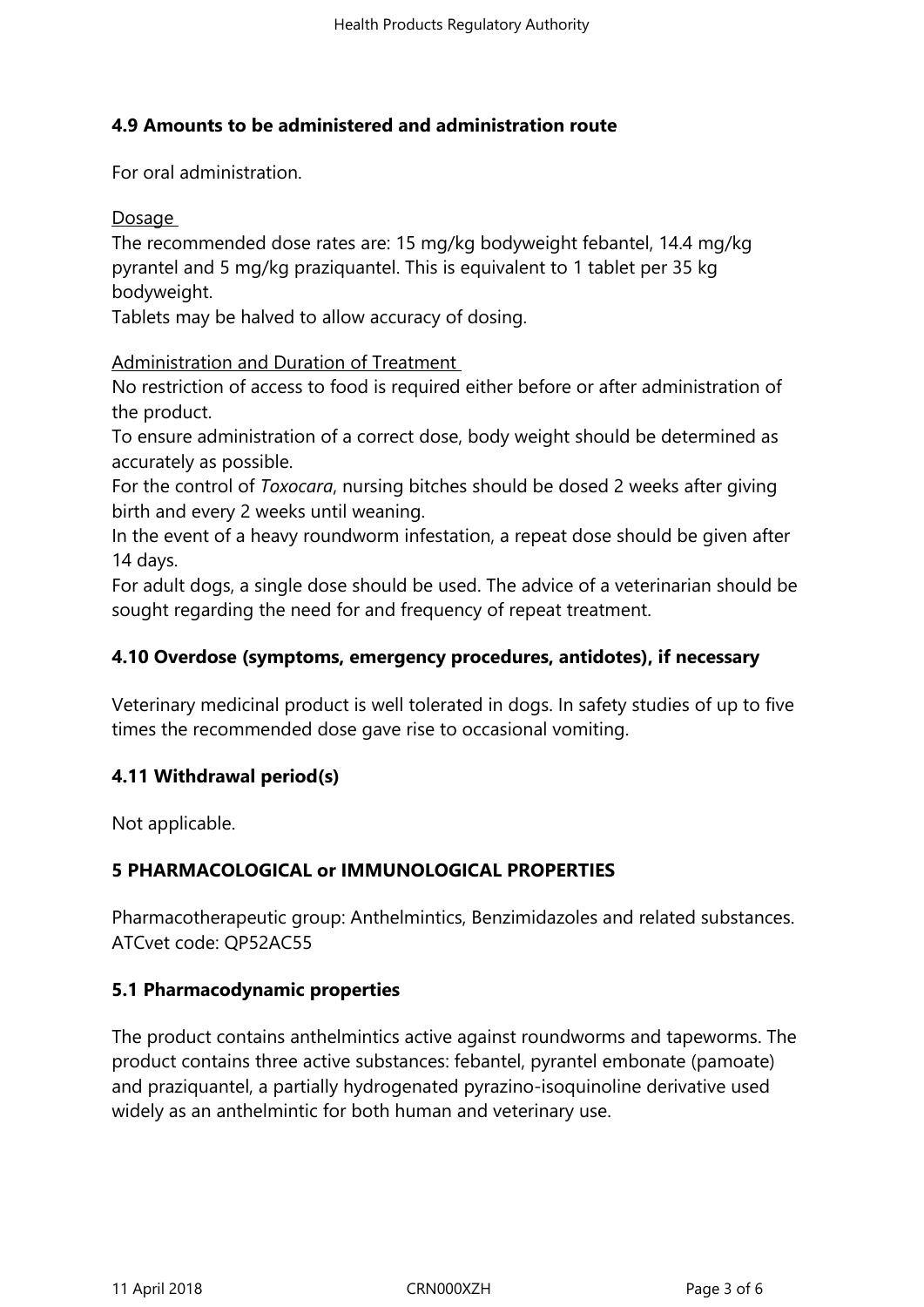## 4.9 Amounts to be administered and administration route

For oral administration.

Dosage

The recommended dose rates are: 15 mg/kg bodyweight febantel, 14.4 mg/kg pyrantel and 5 mg/kg praziquantel. This is equivalent to 1 tablet per 35 kg bodyweight.

Tablets may be halved to allow accuracy of dosing.

Administration and Duration of Treatment

No restriction of access to food is required either before or after administration of the product.

To ensure administration of a correct dose, body weight should be determined as accurately as possible.

For the control of *Toxocara*, nursing bitches should be dosed 2 weeks after giving birth and every 2 weeks until weaning.

In the event of a heavy roundworm infestation, a repeat dose should be given after 14 days.

For adult dogs, a single dose should be used. The advice of a veterinarian should be sought regarding the need for and frequency of repeat treatment.

## 4.10 Overdose (symptoms, emergency procedures, antidotes), if necessary

Veterinary medicinal product is well tolerated in dogs. In safety studies of up to five times the recommended dose gave rise to occasional vomiting.

## 4.11 Withdrawal period(s)

Not applicable.

# 5 PHARMACOLOGICAL or IMMUNOLOGICAL PROPERTIES

Pharmacotherapeutic group: Anthelmintics, Benzimidazoles and related substances.
ATCvet code: QP52AC55

## 5.1 Pharmacodynamic properties

The product contains anthelmintics active against roundworms and tapeworms. The product contains three active substances: febantel, pyrantel embonate (pamoate) and praziquantel, a partially hydrogenated pyrazino-isoquinoline derivative used widely as an anthelmintic for both human and veterinary use.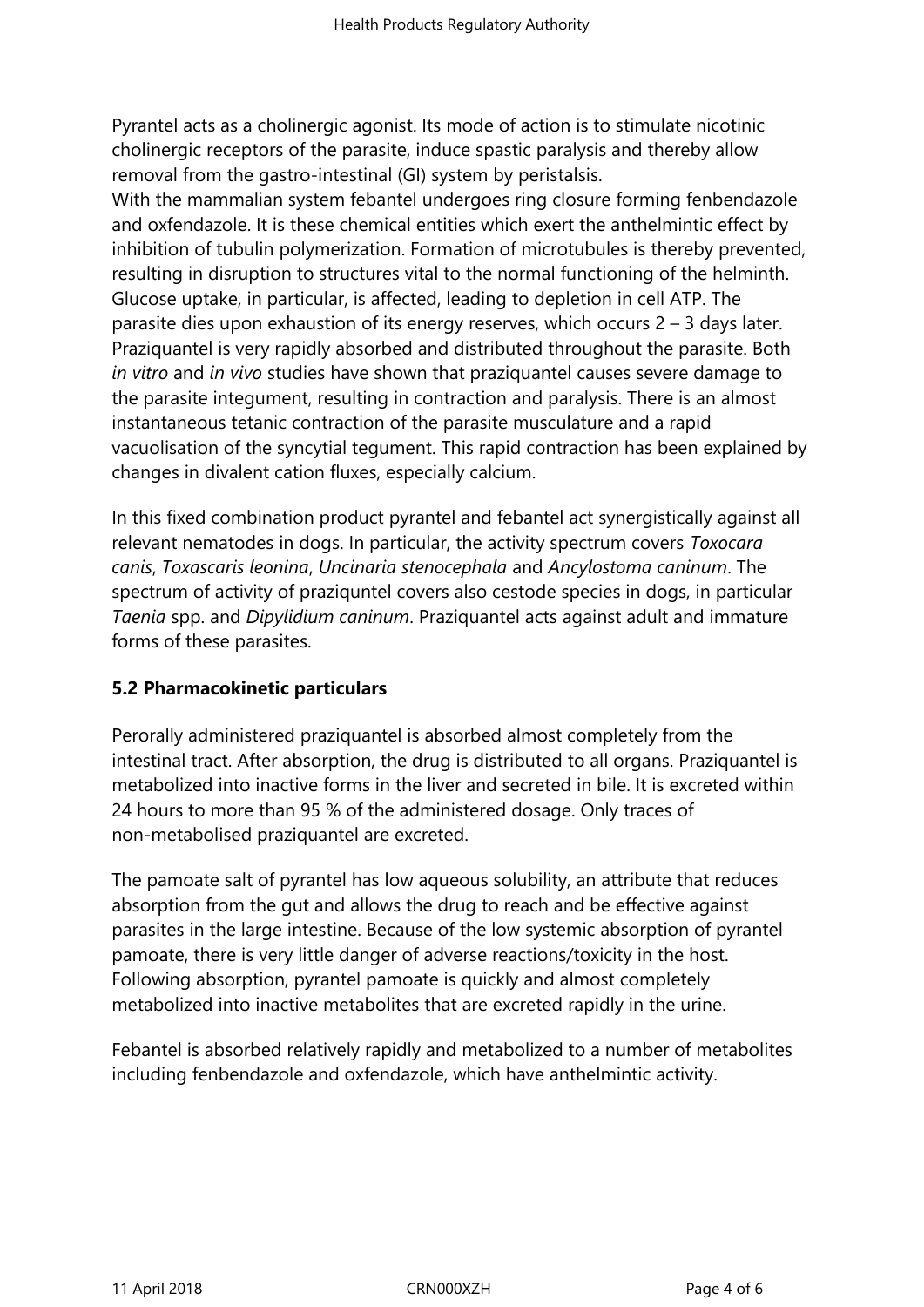Pyrantel acts as a cholinergic agonist. Its mode of action is to stimulate nicotinic cholinergic receptors of the parasite, induce spastic paralysis and thereby allow removal from the gastro-intestinal (GI) system by peristalsis.
With the mammalian system febantel undergoes ring closure forming fenbendazole and oxfendazole. It is these chemical entities which exert the anthelmintic effect by inhibition of tubulin polymerization. Formation of microtubules is thereby prevented, resulting in disruption to structures vital to the normal functioning of the helminth. Glucose uptake, in particular, is affected, leading to depletion in cell ATP. The parasite dies upon exhaustion of its energy reserves, which occurs 2 – 3 days later.
Praziquantel is very rapidly absorbed and distributed throughout the parasite. Both *in vitro* and *in vivo* studies have shown that praziquantel causes severe damage to the parasite integument, resulting in contraction and paralysis. There is an almost instantaneous tetanic contraction of the parasite musculature and a rapid vacuolisation of the syncytial tegument. This rapid contraction has been explained by changes in divalent cation fluxes, especially calcium.

In this fixed combination product pyrantel and febantel act synergistically against all relevant nematodes in dogs. In particular, the activity spectrum covers *Toxocara canis*, *Toxascaris leonina*, *Uncinaria stenocephala* and *Ancylostoma caninum*. The spectrum of activity of praziquntel covers also cestode species in dogs, in particular *Taenia* spp. and *Dipylidium caninum*. Praziquantel acts against adult and immature forms of these parasites.

## 5.2 Pharmacokinetic particulars

Perorally administered praziquantel is absorbed almost completely from the intestinal tract. After absorption, the drug is distributed to all organs. Praziquantel is metabolized into inactive forms in the liver and secreted in bile. It is excreted within 24 hours to more than 95 % of the administered dosage. Only traces of non-metabolised praziquantel are excreted.

The pamoate salt of pyrantel has low aqueous solubility, an attribute that reduces absorption from the gut and allows the drug to reach and be effective against parasites in the large intestine. Because of the low systemic absorption of pyrantel pamoate, there is very little danger of adverse reactions/toxicity in the host. Following absorption, pyrantel pamoate is quickly and almost completely metabolized into inactive metabolites that are excreted rapidly in the urine.

Febantel is absorbed relatively rapidly and metabolized to a number of metabolites including fenbendazole and oxfendazole, which have anthelmintic activity.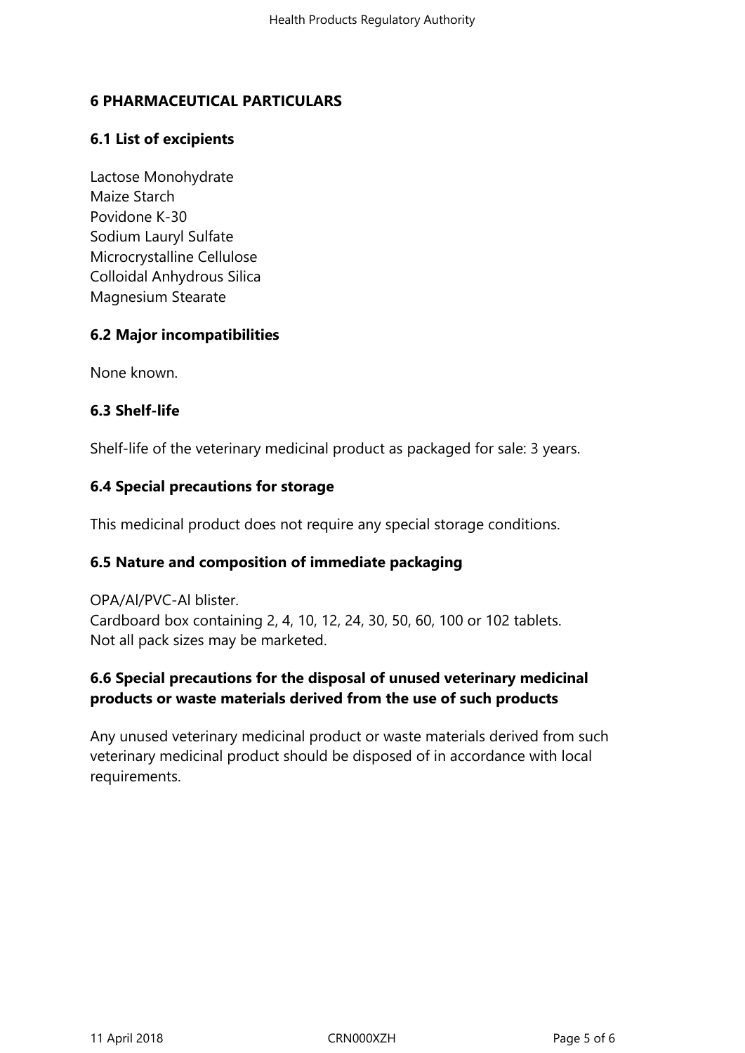## 6 PHARMACEUTICAL PARTICULARS

### 6.1 List of excipients

Lactose Monohydrate
Maize Starch
Povidone K-30
Sodium Lauryl Sulfate
Microcrystalline Cellulose
Colloidal Anhydrous Silica
Magnesium Stearate

### 6.2 Major incompatibilities

None known.

### 6.3 Shelf-life

Shelf-life of the veterinary medicinal product as packaged for sale: 3 years.

### 6.4 Special precautions for storage

This medicinal product does not require any special storage conditions.

### 6.5 Nature and composition of immediate packaging

OPA/Al/PVC-Al blister.
Cardboard box containing 2, 4, 10, 12, 24, 30, 50, 60, 100 or 102 tablets.
Not all pack sizes may be marketed.

### 6.6 Special precautions for the disposal of unused veterinary medicinal products or waste materials derived from the use of such products

Any unused veterinary medicinal product or waste materials derived from such veterinary medicinal product should be disposed of in accordance with local requirements.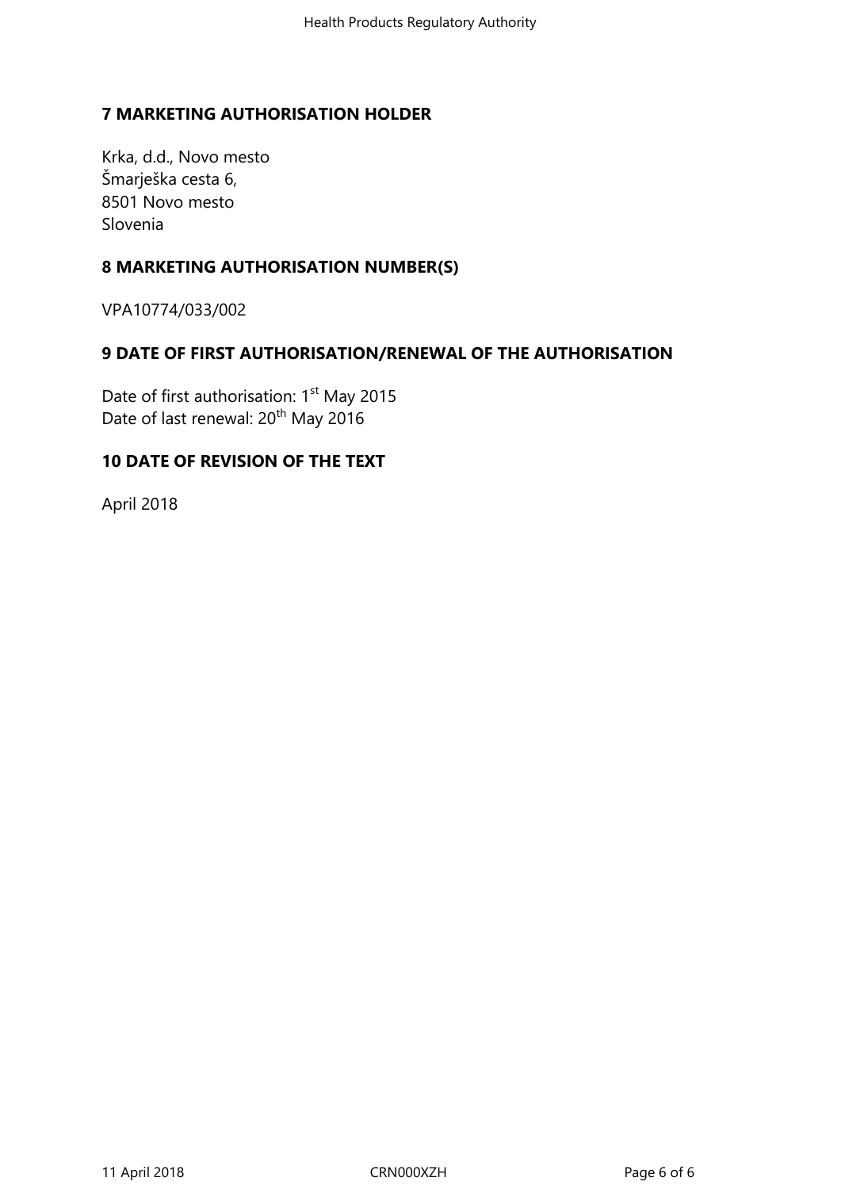## 7 MARKETING AUTHORISATION HOLDER

Krka, d.d., Novo mesto
Šmarješka cesta 6,
8501 Novo mesto
Slovenia

## 8 MARKETING AUTHORISATION NUMBER(S)

VPA10774/033/002

## 9 DATE OF FIRST AUTHORISATION/RENEWAL OF THE AUTHORISATION

Date of first authorisation: 1st May 2015
Date of last renewal: 20th May 2016

## 10 DATE OF REVISION OF THE TEXT

April 2018